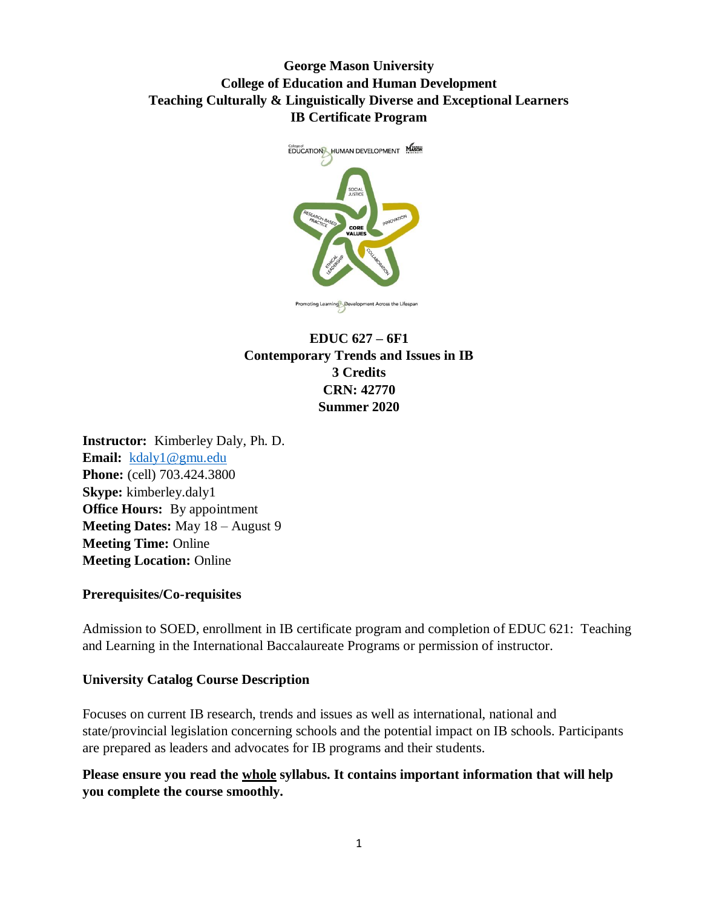**George Mason University**
**College of Education and Human Development**
**Teaching Culturally & Linguistically Diverse and Exceptional Learners**
**IB Certificate Program**

**EDUC 627 – 6F1**
**Contemporary Trends and Issues in IB**
**3 Credits**
**CRN: 42770**
**Summer 2020**

**Instructor:** Kimberley Daly, Ph. D.
**Email:** kdaly1@gmu.edu
**Phone:** (cell) 703.424.3800
**Skype:** kimberley.daly1
**Office Hours:** By appointment
**Meeting Dates:** May 18 – August 9
**Meeting Time:** Online
**Meeting Location:** Online

**Prerequisites/Co-requisites**

Admission to SOED, enrollment in IB certificate program and completion of EDUC 621: Teaching and Learning in the International Baccalaureate Programs or permission of instructor.

**University Catalog Course Description**

Focuses on current IB research, trends and issues as well as international, national and state/provincial legislation concerning schools and the potential impact on IB schools. Participants are prepared as leaders and advocates for IB programs and their students.

**Please ensure you read the whole syllabus. It contains important information that will help you complete the course smoothly.**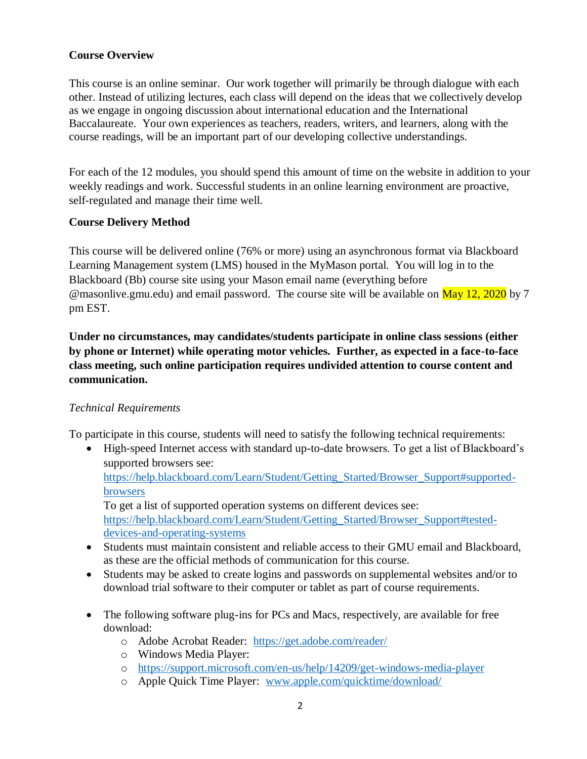**Course Overview**

This course is an online seminar. Our work together will primarily be through dialogue with each other. Instead of utilizing lectures, each class will depend on the ideas that we collectively develop as we engage in ongoing discussion about international education and the International Baccalaureate. Your own experiences as teachers, readers, writers, and learners, along with the course readings, will be an important part of our developing collective understandings.

For each of the 12 modules, you should spend this amount of time on the website in addition to your weekly readings and work. Successful students in an online learning environment are proactive, self-regulated and manage their time well.

**Course Delivery Method**

This course will be delivered online (76% or more) using an asynchronous format via Blackboard Learning Management system (LMS) housed in the MyMason portal. You will log in to the Blackboard (Bb) course site using your Mason email name (everything before @masonlive.gmu.edu) and email password. The course site will be available on May 12, 2020 by 7 pm EST.

**Under no circumstances, may candidates/students participate in online class sessions (either by phone or Internet) while operating motor vehicles. Further, as expected in a face-to-face class meeting, such online participation requires undivided attention to course content and communication.**

*Technical Requirements*

To participate in this course, students will need to satisfy the following technical requirements:

- High-speed Internet access with standard up-to-date browsers. To get a list of Blackboard's supported browsers see: https://help.blackboard.com/Learn/Student/Getting_Started/Browser_Support#supported-browsers
  To get a list of supported operation systems on different devices see: https://help.blackboard.com/Learn/Student/Getting_Started/Browser_Support#tested-devices-and-operating-systems
- Students must maintain consistent and reliable access to their GMU email and Blackboard, as these are the official methods of communication for this course.
- Students may be asked to create logins and passwords on supplemental websites and/or to download trial software to their computer or tablet as part of course requirements.
- The following software plug-ins for PCs and Macs, respectively, are available for free download:
  - Adobe Acrobat Reader: https://get.adobe.com/reader/
  - Windows Media Player:
  - https://support.microsoft.com/en-us/help/14209/get-windows-media-player
  - Apple Quick Time Player: www.apple.com/quicktime/download/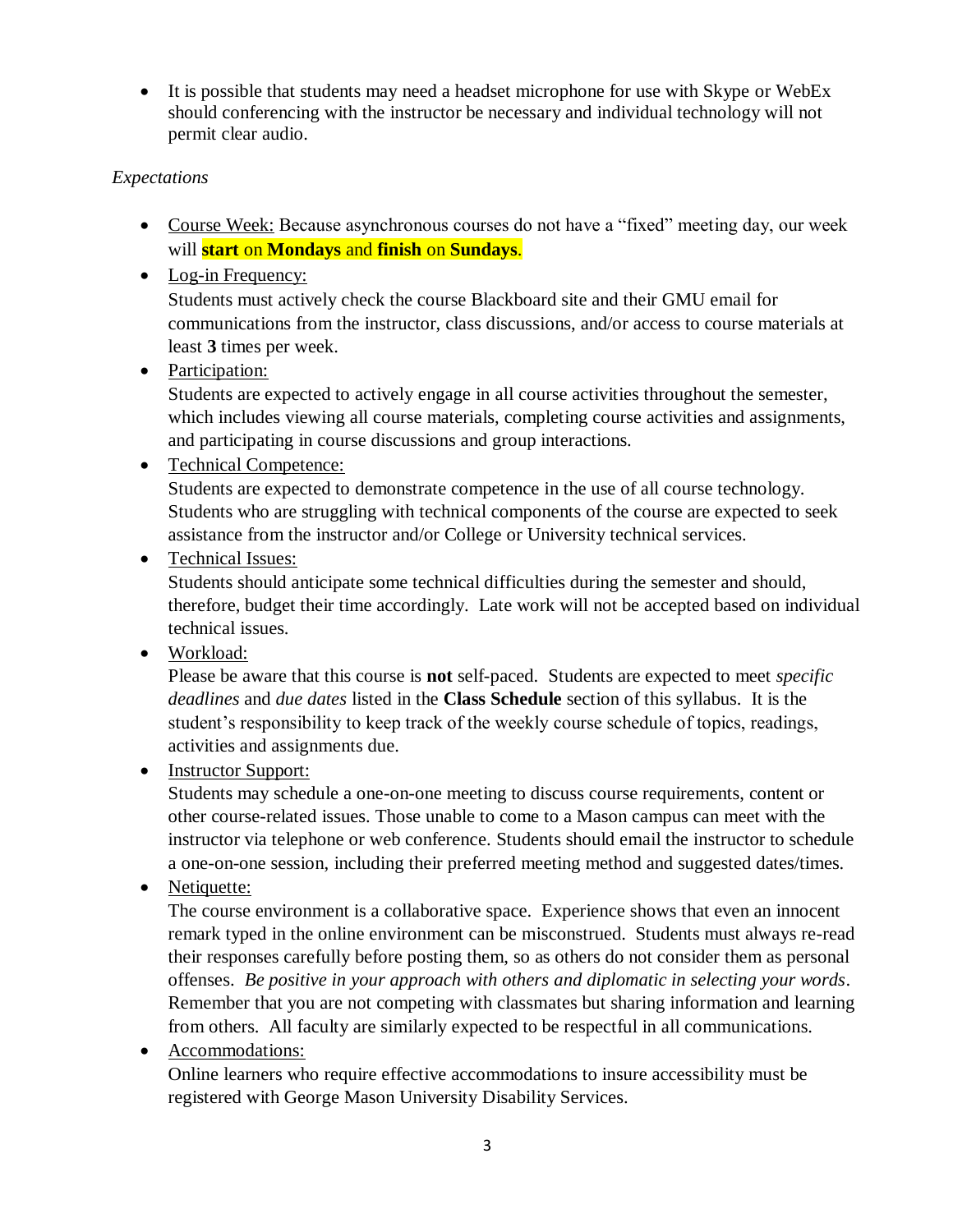- It is possible that students may need a headset microphone for use with Skype or WebEx should conferencing with the instructor be necessary and individual technology will not permit clear audio.

*Expectations*

- Course Week: Because asynchronous courses do not have a "fixed" meeting day, our week will **start** on **Mondays** and **finish** on **Sundays**.
- Log-in Frequency:
  Students must actively check the course Blackboard site and their GMU email for communications from the instructor, class discussions, and/or access to course materials at least **3** times per week.
- Participation:
  Students are expected to actively engage in all course activities throughout the semester, which includes viewing all course materials, completing course activities and assignments, and participating in course discussions and group interactions.
- Technical Competence:
  Students are expected to demonstrate competence in the use of all course technology. Students who are struggling with technical components of the course are expected to seek assistance from the instructor and/or College or University technical services.
- Technical Issues:
  Students should anticipate some technical difficulties during the semester and should, therefore, budget their time accordingly. Late work will not be accepted based on individual technical issues.
- Workload:
  Please be aware that this course is **not** self-paced. Students are expected to meet *specific deadlines* and *due dates* listed in the **Class Schedule** section of this syllabus. It is the student's responsibility to keep track of the weekly course schedule of topics, readings, activities and assignments due.
- Instructor Support:
  Students may schedule a one-on-one meeting to discuss course requirements, content or other course-related issues. Those unable to come to a Mason campus can meet with the instructor via telephone or web conference. Students should email the instructor to schedule a one-on-one session, including their preferred meeting method and suggested dates/times.
- Netiquette:
  The course environment is a collaborative space. Experience shows that even an innocent remark typed in the online environment can be misconstrued. Students must always re-read their responses carefully before posting them, so as others do not consider them as personal offenses. *Be positive in your approach with others and diplomatic in selecting your words*. Remember that you are not competing with classmates but sharing information and learning from others. All faculty are similarly expected to be respectful in all communications.
- Accommodations:
  Online learners who require effective accommodations to insure accessibility must be registered with George Mason University Disability Services.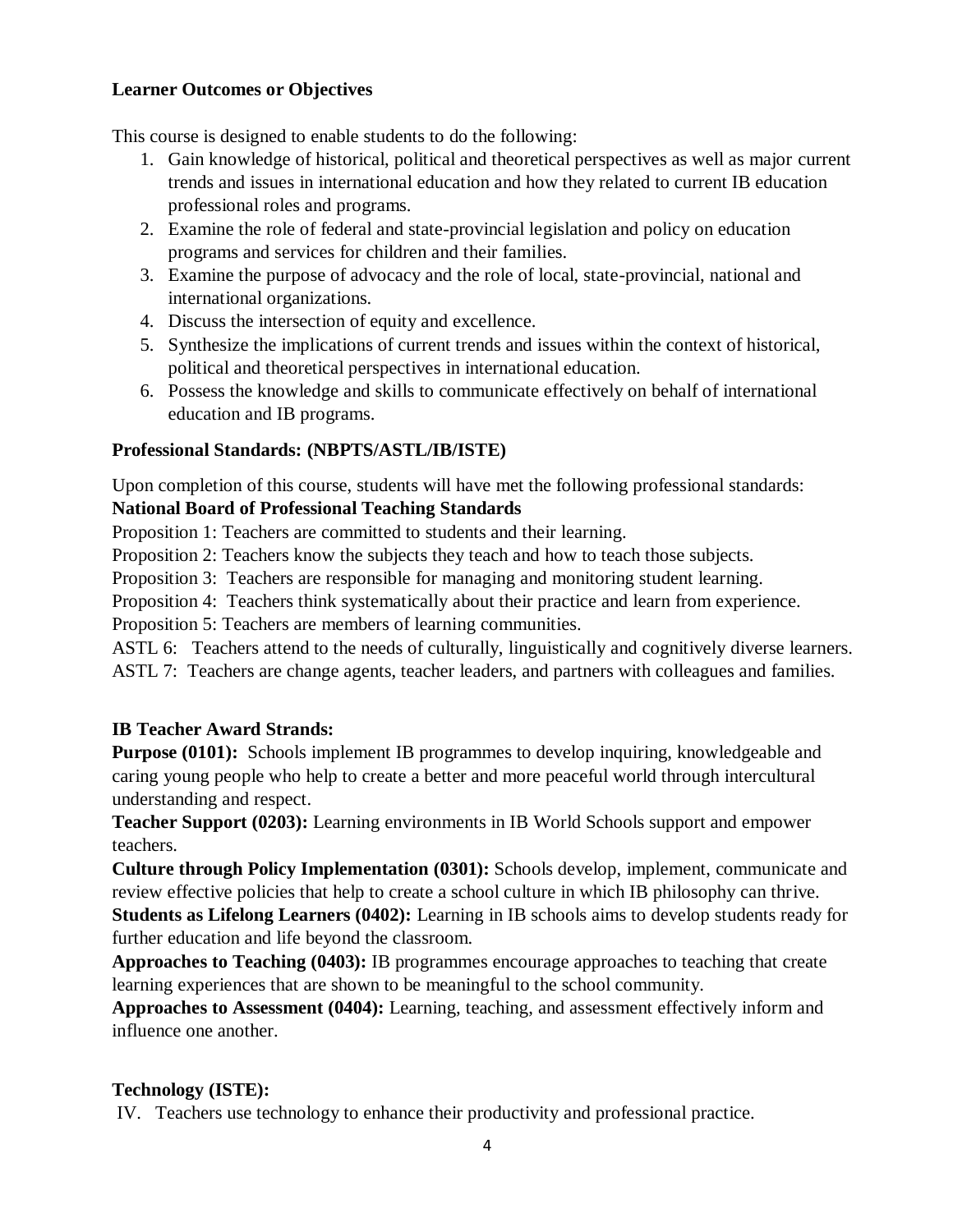**Learner Outcomes or Objectives**

This course is designed to enable students to do the following:

1. Gain knowledge of historical, political and theoretical perspectives as well as major current trends and issues in international education and how they related to current IB education professional roles and programs.
2. Examine the role of federal and state-provincial legislation and policy on education programs and services for children and their families.
3. Examine the purpose of advocacy and the role of local, state-provincial, national and international organizations.
4. Discuss the intersection of equity and excellence.
5. Synthesize the implications of current trends and issues within the context of historical, political and theoretical perspectives in international education.
6. Possess the knowledge and skills to communicate effectively on behalf of international education and IB programs.

**Professional Standards: (NBPTS/ASTL/IB/ISTE)**

Upon completion of this course, students will have met the following professional standards:
**National Board of Professional Teaching Standards**

Proposition 1: Teachers are committed to students and their learning.
Proposition 2: Teachers know the subjects they teach and how to teach those subjects.
Proposition 3: Teachers are responsible for managing and monitoring student learning.
Proposition 4: Teachers think systematically about their practice and learn from experience.
Proposition 5: Teachers are members of learning communities.
ASTL 6: Teachers attend to the needs of culturally, linguistically and cognitively diverse learners.
ASTL 7: Teachers are change agents, teacher leaders, and partners with colleagues and families.

**IB Teacher Award Strands:**

**Purpose (0101):** Schools implement IB programmes to develop inquiring, knowledgeable and caring young people who help to create a better and more peaceful world through intercultural understanding and respect.
**Teacher Support (0203):** Learning environments in IB World Schools support and empower teachers.
**Culture through Policy Implementation (0301):** Schools develop, implement, communicate and review effective policies that help to create a school culture in which IB philosophy can thrive.
**Students as Lifelong Learners (0402):** Learning in IB schools aims to develop students ready for further education and life beyond the classroom.
**Approaches to Teaching (0403):** IB programmes encourage approaches to teaching that create learning experiences that are shown to be meaningful to the school community.
**Approaches to Assessment (0404):** Learning, teaching, and assessment effectively inform and influence one another.

**Technology (ISTE):**

IV. Teachers use technology to enhance their productivity and professional practice.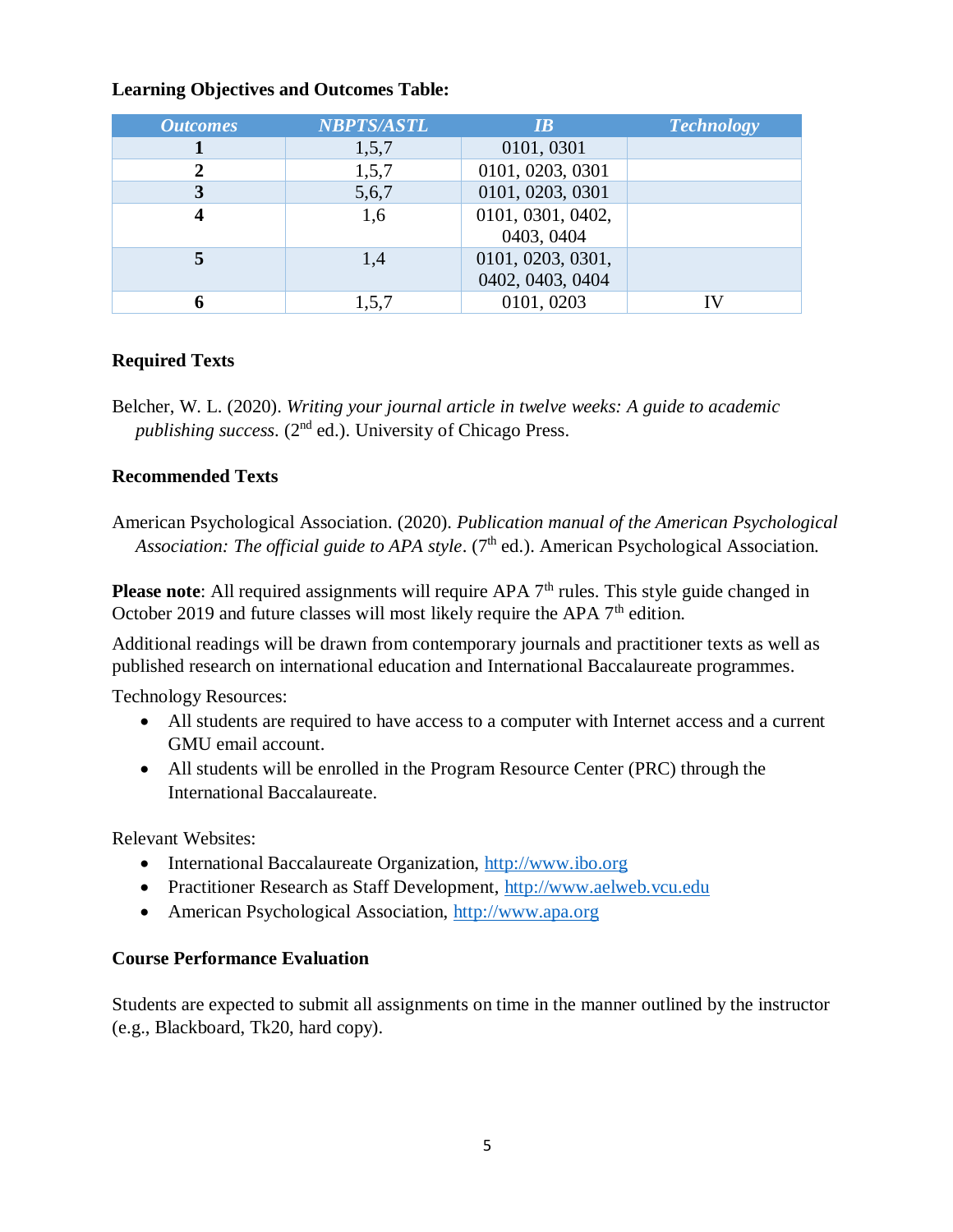**Learning Objectives and Outcomes Table:**

| Outcomes | NBPTS/ASTL | IB | Technology |
| --- | --- | --- | --- |
| **1** | 1,5,7 | 0101, 0301 | |
| **2** | 1,5,7 | 0101, 0203, 0301 | |
| **3** | 5,6,7 | 0101, 0203, 0301 | |
| **4** | 1,6 | 0101, 0301, 0402, 0403, 0404 | |
| **5** | 1,4 | 0101, 0203, 0301, 0402, 0403, 0404 | |
| **6** | 1,5,7 | 0101, 0203 | IV |

**Required Texts**

Belcher, W. L. (2020). *Writing your journal article in twelve weeks: A guide to academic publishing success*. (2nd ed.). University of Chicago Press.

**Recommended Texts**

American Psychological Association. (2020). *Publication manual of the American Psychological Association: The official guide to APA style*. (7th ed.). American Psychological Association.

**Please note**: All required assignments will require APA 7th rules. This style guide changed in October 2019 and future classes will most likely require the APA 7th edition.

Additional readings will be drawn from contemporary journals and practitioner texts as well as published research on international education and International Baccalaureate programmes.

Technology Resources:

- All students are required to have access to a computer with Internet access and a current GMU email account.
- All students will be enrolled in the Program Resource Center (PRC) through the International Baccalaureate.

Relevant Websites:

- International Baccalaureate Organization, http://www.ibo.org
- Practitioner Research as Staff Development, http://www.aelweb.vcu.edu
- American Psychological Association, http://www.apa.org

**Course Performance Evaluation**

Students are expected to submit all assignments on time in the manner outlined by the instructor (e.g., Blackboard, Tk20, hard copy).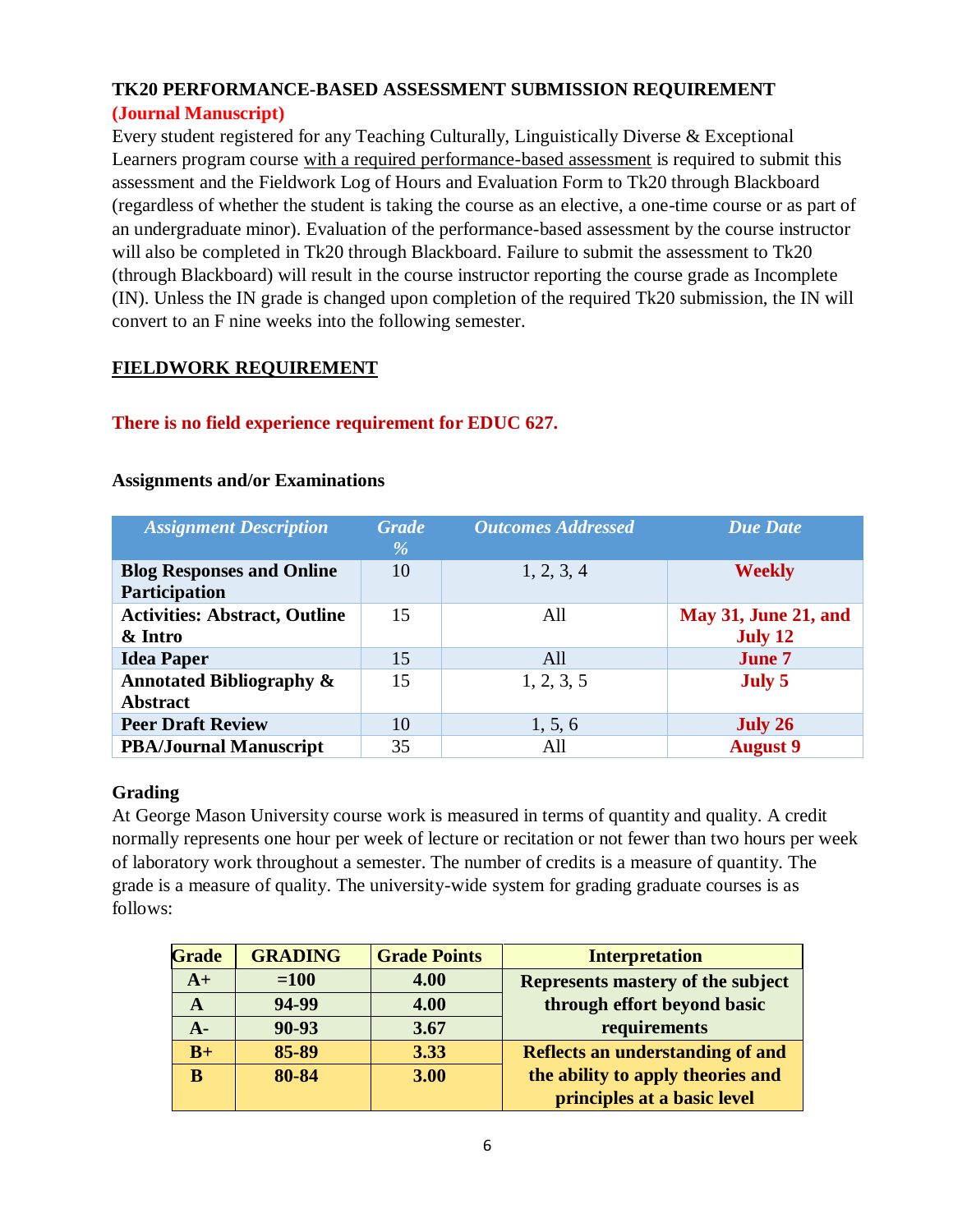**TK20 PERFORMANCE-BASED ASSESSMENT SUBMISSION REQUIREMENT**
**(Journal Manuscript)**

Every student registered for any Teaching Culturally, Linguistically Diverse & Exceptional Learners program course with a required performance-based assessment is required to submit this assessment and the Fieldwork Log of Hours and Evaluation Form to Tk20 through Blackboard (regardless of whether the student is taking the course as an elective, a one-time course or as part of an undergraduate minor). Evaluation of the performance-based assessment by the course instructor will also be completed in Tk20 through Blackboard. Failure to submit the assessment to Tk20 (through Blackboard) will result in the course instructor reporting the course grade as Incomplete (IN). Unless the IN grade is changed upon completion of the required Tk20 submission, the IN will convert to an F nine weeks into the following semester.

**FIELDWORK REQUIREMENT**

**There is no field experience requirement for EDUC 627.**

**Assignments and/or Examinations**

| *Assignment Description* | *Grade %* | *Outcomes Addressed* | *Due Date* |
|---|---|---|---|
| **Blog Responses and Online Participation** | 10 | 1, 2, 3, 4 | **Weekly** |
| **Activities: Abstract, Outline & Intro** | 15 | All | **May 31, June 21, and July 12** |
| **Idea Paper** | 15 | All | **June 7** |
| **Annotated Bibliography & Abstract** | 15 | 1, 2, 3, 5 | **July 5** |
| **Peer Draft Review** | 10 | 1, 5, 6 | **July 26** |
| **PBA/Journal Manuscript** | 35 | All | **August 9** |

**Grading**

At George Mason University course work is measured in terms of quantity and quality. A credit normally represents one hour per week of lecture or recitation or not fewer than two hours per week of laboratory work throughout a semester. The number of credits is a measure of quantity. The grade is a measure of quality. The university-wide system for grading graduate courses is as follows:

| Grade | GRADING | Grade Points | Interpretation |
|---|---|---|---|
| A+ | =100 | 4.00 | Represents mastery of the subject through effort beyond basic requirements |
| A | 94-99 | 4.00 | |
| A- | 90-93 | 3.67 | |
| B+ | 85-89 | 3.33 | Reflects an understanding of and the ability to apply theories and principles at a basic level |
| B | 80-84 | 3.00 | |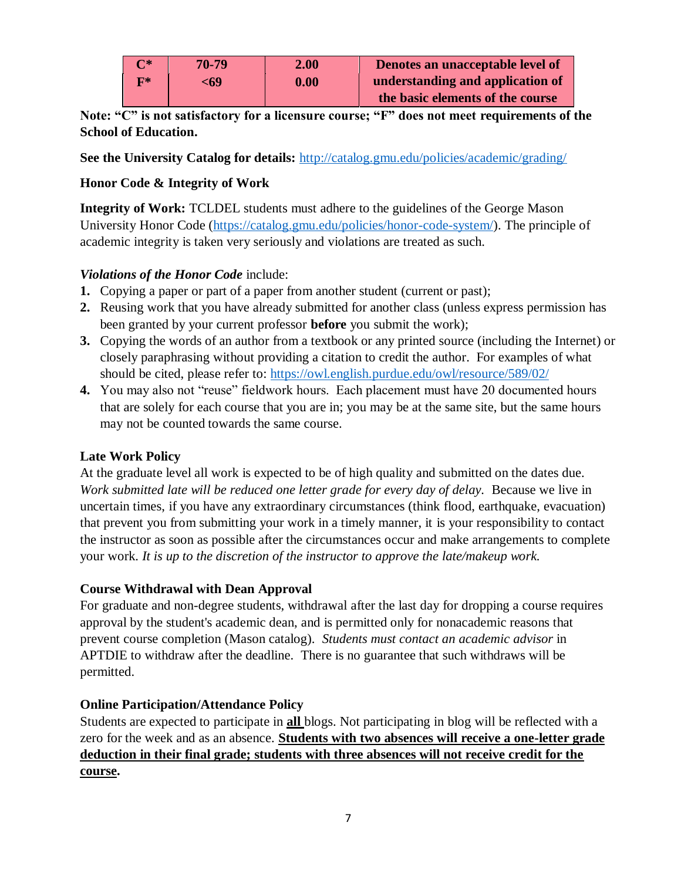| C* | 70-79 | 2.00 | Denotes an unacceptable level of understanding and application of the basic elements of the course |
|---|---|---|---|
| F* | <69 | 0.00 | |

**Note: "C" is not satisfactory for a licensure course; "F" does not meet requirements of the School of Education.**

**See the University Catalog for details:** http://catalog.gmu.edu/policies/academic/grading/

**Honor Code & Integrity of Work**

**Integrity of Work:** TCLDEL students must adhere to the guidelines of the George Mason University Honor Code (https://catalog.gmu.edu/policies/honor-code-system/). The principle of academic integrity is taken very seriously and violations are treated as such.

***Violations of the Honor Code*** include:

1. Copying a paper or part of a paper from another student (current or past);
2. Reusing work that you have already submitted for another class (unless express permission has been granted by your current professor **before** you submit the work);
3. Copying the words of an author from a textbook or any printed source (including the Internet) or closely paraphrasing without providing a citation to credit the author. For examples of what should be cited, please refer to: https://owl.english.purdue.edu/owl/resource/589/02/
4. You may also not "reuse" fieldwork hours. Each placement must have 20 documented hours that are solely for each course that you are in; you may be at the same site, but the same hours may not be counted towards the same course.

**Late Work Policy**

At the graduate level all work is expected to be of high quality and submitted on the dates due. *Work submitted late will be reduced one letter grade for every day of delay.* Because we live in uncertain times, if you have any extraordinary circumstances (think flood, earthquake, evacuation) that prevent you from submitting your work in a timely manner, it is your responsibility to contact the instructor as soon as possible after the circumstances occur and make arrangements to complete your work. *It is up to the discretion of the instructor to approve the late/makeup work.*

**Course Withdrawal with Dean Approval**

For graduate and non-degree students, withdrawal after the last day for dropping a course requires approval by the student's academic dean, and is permitted only for nonacademic reasons that prevent course completion (Mason catalog). *Students must contact an academic advisor* in APTDIE to withdraw after the deadline. There is no guarantee that such withdraws will be permitted.

**Online Participation/Attendance Policy**

Students are expected to participate in **all** blogs. Not participating in blog will be reflected with a zero for the week and as an absence. **Students with two absences will receive a one-letter grade deduction in their final grade; students with three absences will not receive credit for the course.**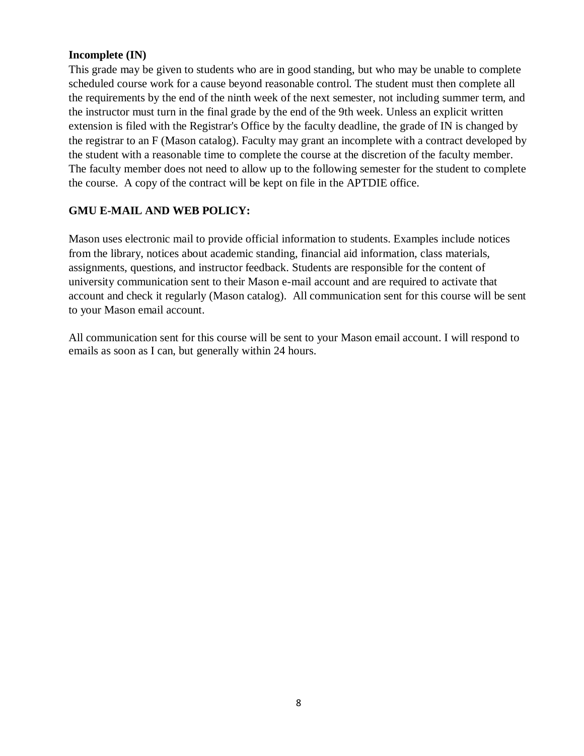**Incomplete (IN)**

This grade may be given to students who are in good standing, but who may be unable to complete scheduled course work for a cause beyond reasonable control. The student must then complete all the requirements by the end of the ninth week of the next semester, not including summer term, and the instructor must turn in the final grade by the end of the 9th week. Unless an explicit written extension is filed with the Registrar's Office by the faculty deadline, the grade of IN is changed by the registrar to an F (Mason catalog). Faculty may grant an incomplete with a contract developed by the student with a reasonable time to complete the course at the discretion of the faculty member. The faculty member does not need to allow up to the following semester for the student to complete the course. A copy of the contract will be kept on file in the APTDIE office.

**GMU E-MAIL AND WEB POLICY:**

Mason uses electronic mail to provide official information to students. Examples include notices from the library, notices about academic standing, financial aid information, class materials, assignments, questions, and instructor feedback. Students are responsible for the content of university communication sent to their Mason e-mail account and are required to activate that account and check it regularly (Mason catalog). All communication sent for this course will be sent to your Mason email account.

All communication sent for this course will be sent to your Mason email account. I will respond to emails as soon as I can, but generally within 24 hours.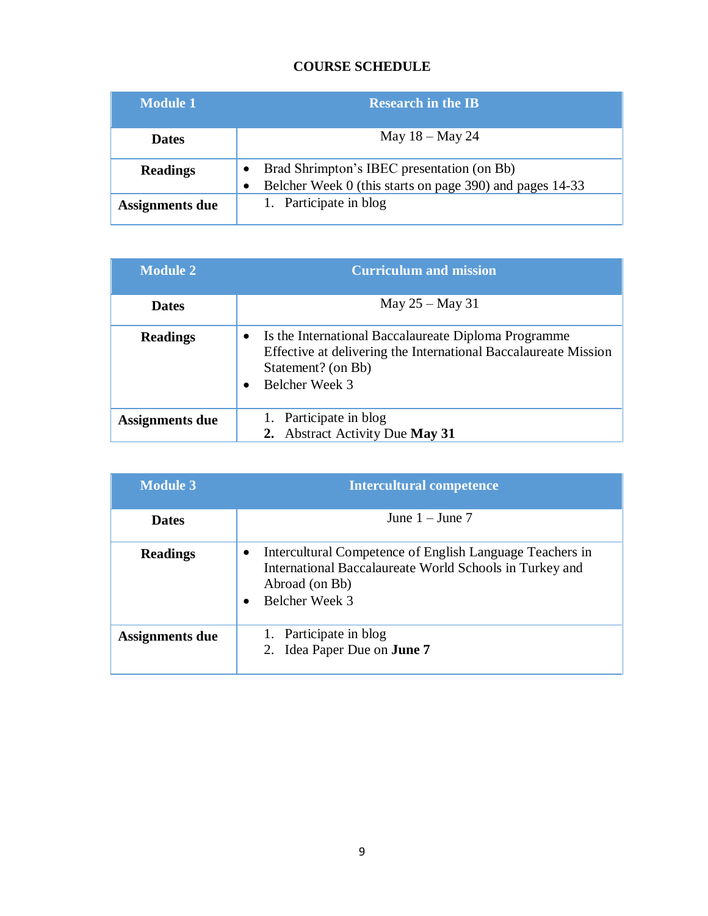## COURSE SCHEDULE

| Module 1 | Research in the IB |
| --- | --- |
| **Dates** | May 18 – May 24 |
| **Readings** | • Brad Shrimpton's IBEC presentation (on Bb)<br>• Belcher Week 0 (this starts on page 390) and pages 14-33 |
| **Assignments due** | 1. Participate in blog |

| Module 2 | Curriculum and mission |
| --- | --- |
| **Dates** | May 25 – May 31 |
| **Readings** | • Is the International Baccalaureate Diploma Programme Effective at delivering the International Baccalaureate Mission Statement? (on Bb)<br>• Belcher Week 3 |
| **Assignments due** | 1. Participate in blog<br>**2.** Abstract Activity Due **May 31** |

| Module 3 | Intercultural competence |
| --- | --- |
| **Dates** | June 1 – June 7 |
| **Readings** | • Intercultural Competence of English Language Teachers in International Baccalaureate World Schools in Turkey and Abroad (on Bb)<br>• Belcher Week 3 |
| **Assignments due** | 1. Participate in blog<br>2. Idea Paper Due on **June 7** |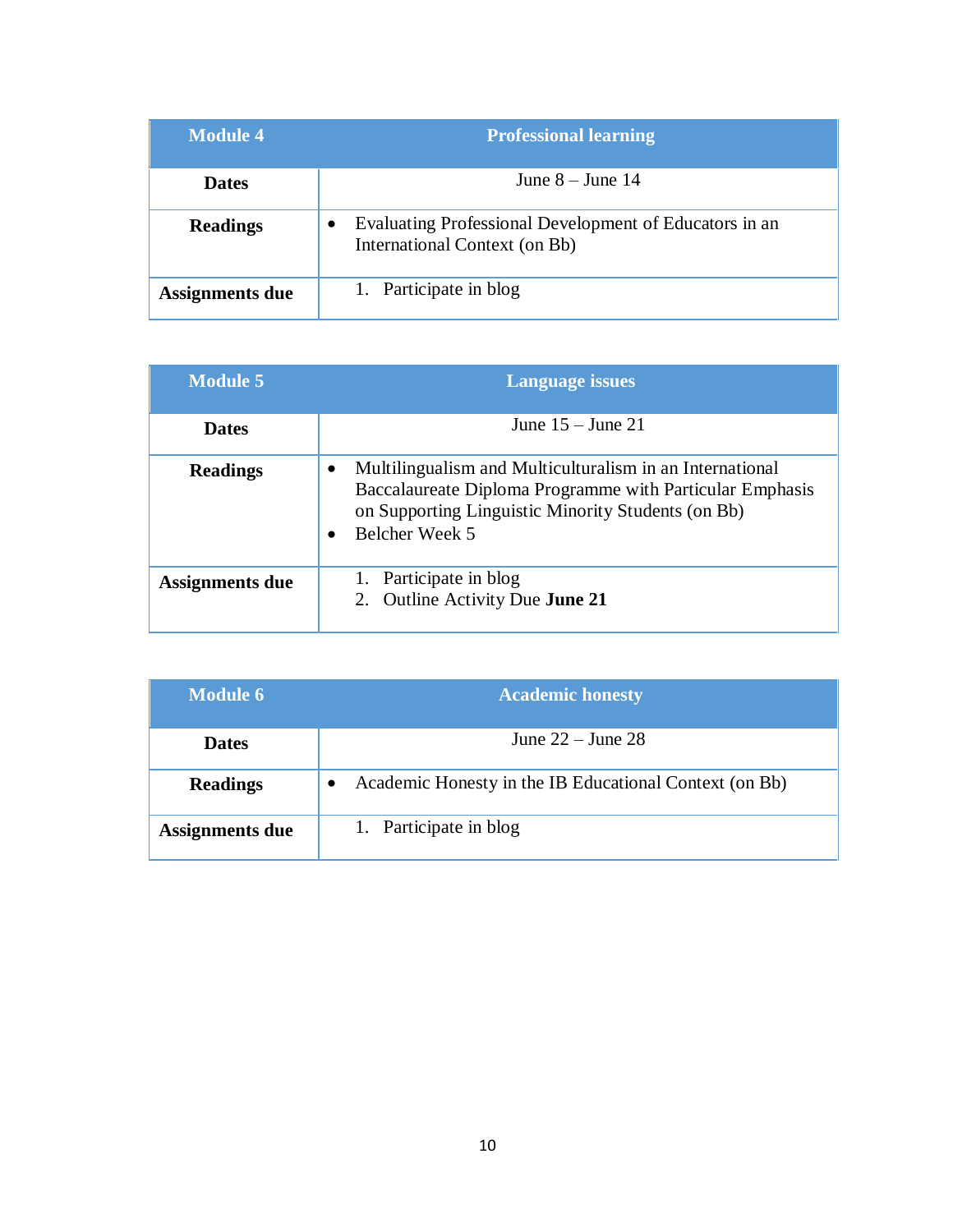| Module 4 | Professional learning |
|---|---|
| **Dates** | June 8 – June 14 |
| **Readings** | • Evaluating Professional Development of Educators in an International Context (on Bb) |
| **Assignments due** | 1. Participate in blog |

| Module 5 | Language issues |
|---|---|
| **Dates** | June 15 – June 21 |
| **Readings** | • Multilingualism and Multiculturalism in an International Baccalaureate Diploma Programme with Particular Emphasis on Supporting Linguistic Minority Students (on Bb)<br>• Belcher Week 5 |
| **Assignments due** | 1. Participate in blog<br>2. Outline Activity Due **June 21** |

| Module 6 | Academic honesty |
|---|---|
| **Dates** | June 22 – June 28 |
| **Readings** | • Academic Honesty in the IB Educational Context (on Bb) |
| **Assignments due** | 1. Participate in blog |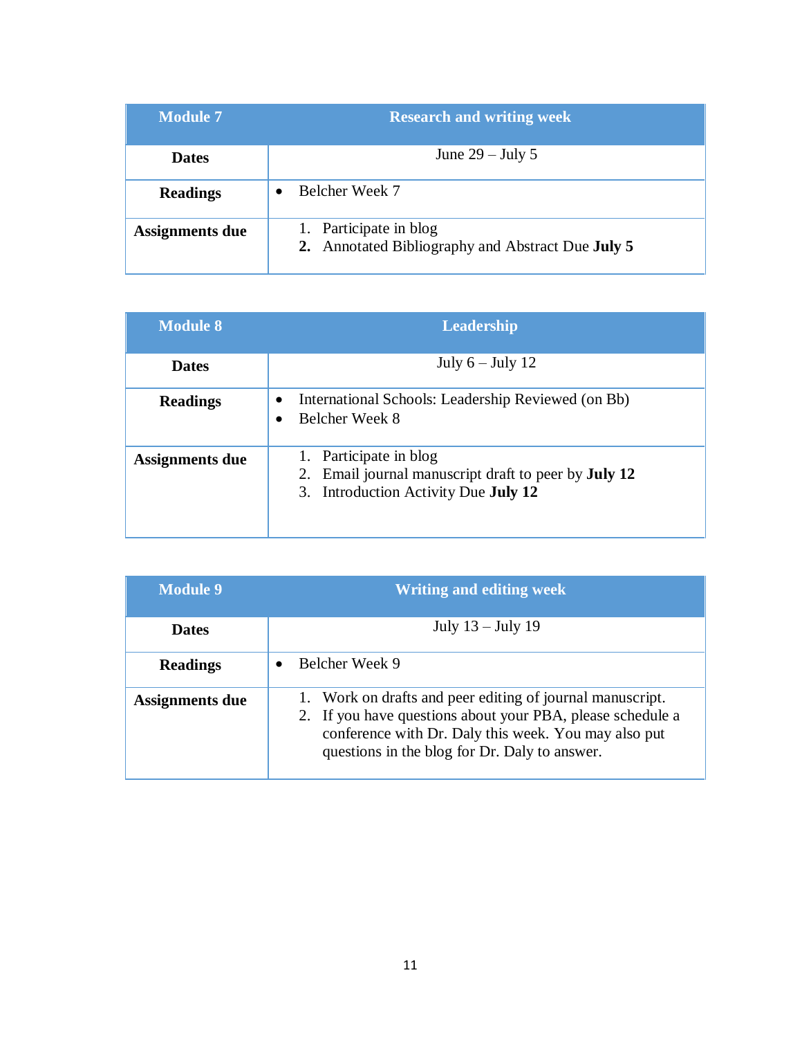| Module 7 | Research and writing week |
| --- | --- |
| **Dates** | June 29 – July 5 |
| **Readings** | • Belcher Week 7 |
| **Assignments due** | 1. Participate in blog<br>**2.** Annotated Bibliography and Abstract Due **July 5** |

| Module 8 | Leadership |
| --- | --- |
| **Dates** | July 6 – July 12 |
| **Readings** | • International Schools: Leadership Reviewed (on Bb)<br>• Belcher Week 8 |
| **Assignments due** | 1. Participate in blog<br>2. Email journal manuscript draft to peer by **July 12**<br>3. Introduction Activity Due **July 12** |

| Module 9 | Writing and editing week |
| --- | --- |
| **Dates** | July 13 – July 19 |
| **Readings** | • Belcher Week 9 |
| **Assignments due** | 1. Work on drafts and peer editing of journal manuscript.<br>2. If you have questions about your PBA, please schedule a conference with Dr. Daly this week. You may also put questions in the blog for Dr. Daly to answer. |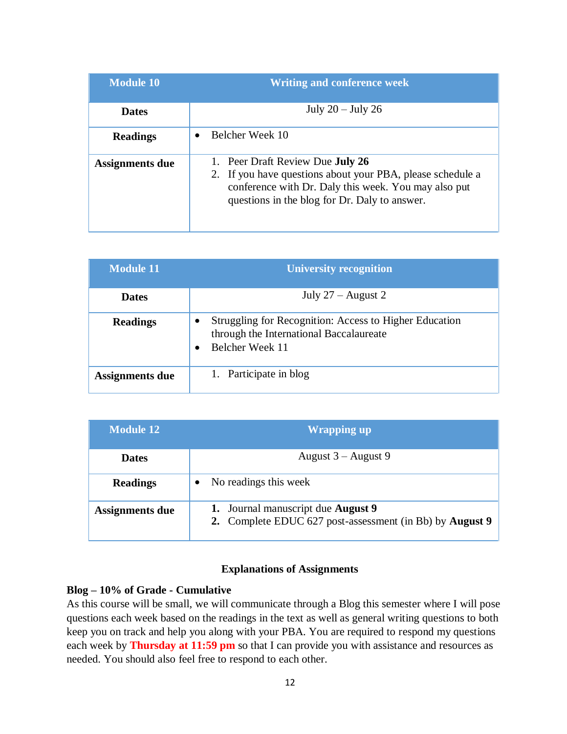| Module 10 | Writing and conference week |
|---|---|
| **Dates** | July 20 – July 26 |
| **Readings** | • Belcher Week 10 |
| **Assignments due** | 1. Peer Draft Review Due **July 26**<br>2. If you have questions about your PBA, please schedule a conference with Dr. Daly this week. You may also put questions in the blog for Dr. Daly to answer. |

| Module 11 | University recognition |
|---|---|
| **Dates** | July 27 – August 2 |
| **Readings** | • Struggling for Recognition: Access to Higher Education through the International Baccalaureate<br>• Belcher Week 11 |
| **Assignments due** | 1. Participate in blog |

| Module 12 | Wrapping up |
|---|---|
| **Dates** | August 3 – August 9 |
| **Readings** | • No readings this week |
| **Assignments due** | **1.** Journal manuscript due **August 9**<br>**2.** Complete EDUC 627 post-assessment (in Bb) by **August 9** |

## Explanations of Assignments

**Blog – 10% of Grade - Cumulative**

As this course will be small, we will communicate through a Blog this semester where I will pose questions each week based on the readings in the text as well as general writing questions to both keep you on track and help you along with your PBA. You are required to respond my questions each week by **Thursday at 11:59 pm** so that I can provide you with assistance and resources as needed. You should also feel free to respond to each other.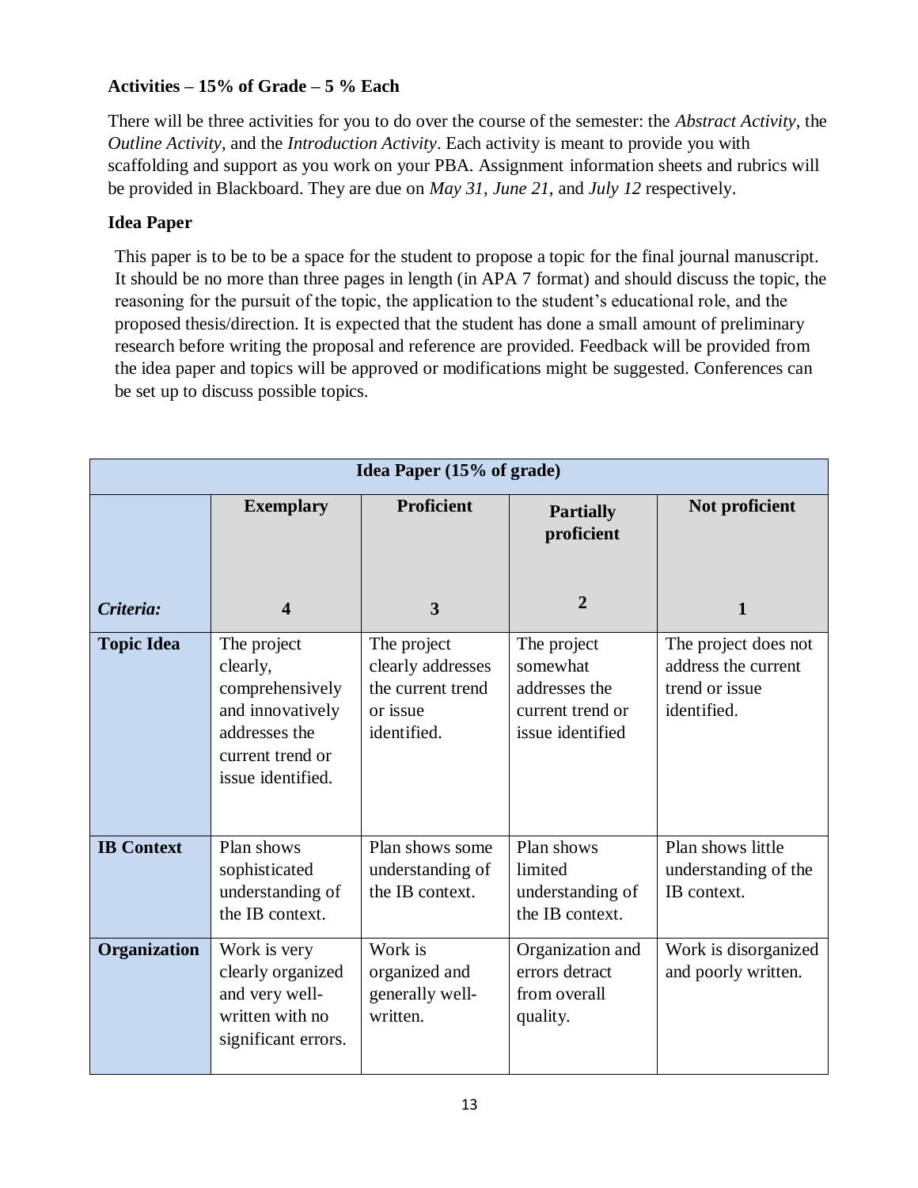**Activities – 15% of Grade – 5 % Each**

There will be three activities for you to do over the course of the semester: the *Abstract Activity*, the *Outline Activity*, and the *Introduction Activity*. Each activity is meant to provide you with scaffolding and support as you work on your PBA. Assignment information sheets and rubrics will be provided in Blackboard. They are due on *May 31*, *June 21*, and *July 12* respectively.

**Idea Paper**

This paper is to be to be a space for the student to propose a topic for the final journal manuscript. It should be no more than three pages in length (in APA 7 format) and should discuss the topic, the reasoning for the pursuit of the topic, the application to the student's educational role, and the proposed thesis/direction. It is expected that the student has done a small amount of preliminary research before writing the proposal and reference are provided. Feedback will be provided from the idea paper and topics will be approved or modifications might be suggested. Conferences can be set up to discuss possible topics.

| **Idea Paper (15% of grade)** | | | | |
|---|---|---|---|---|
| | **Exemplary** | **Proficient** | **Partially proficient** | **Not proficient** |
| ***Criteria:*** | **4** | **3** | **2** | **1** |
| **Topic Idea** | The project clearly, comprehensively and innovatively addresses the current trend or issue identified. | The project clearly addresses the current trend or issue identified. | The project somewhat addresses the current trend or issue identified | The project does not address the current trend or issue identified. |
| **IB Context** | Plan shows sophisticated understanding of the IB context. | Plan shows some understanding of the IB context. | Plan shows limited understanding of the IB context. | Plan shows little understanding of the IB context. |
| **Organization** | Work is very clearly organized and very well-written with no significant errors. | Work is organized and generally well-written. | Organization and errors detract from overall quality. | Work is disorganized and poorly written. |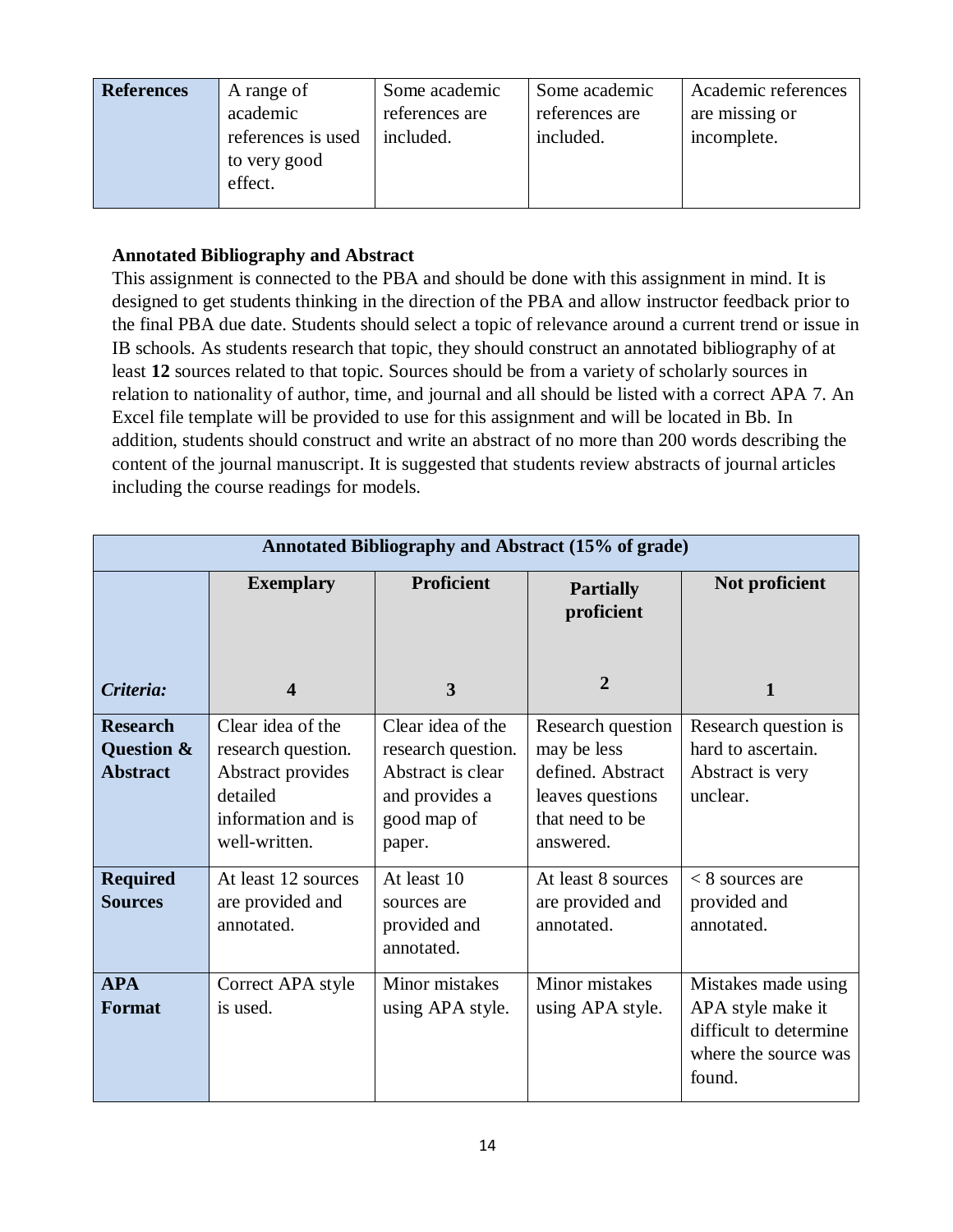| References | A range of academic references is used to very good effect. | Some academic references are included. | Some academic references are included. | Academic references are missing or incomplete. |
|---|---|---|---|---|

**Annotated Bibliography and Abstract**

This assignment is connected to the PBA and should be done with this assignment in mind. It is designed to get students thinking in the direction of the PBA and allow instructor feedback prior to the final PBA due date. Students should select a topic of relevance around a current trend or issue in IB schools. As students research that topic, they should construct an annotated bibliography of at least **12** sources related to that topic. Sources should be from a variety of scholarly sources in relation to nationality of author, time, and journal and all should be listed with a correct APA 7. An Excel file template will be provided to use for this assignment and will be located in Bb. In addition, students should construct and write an abstract of no more than 200 words describing the content of the journal manuscript. It is suggested that students review abstracts of journal articles including the course readings for models.

| **Annotated Bibliography and Abstract (15% of grade)** | | | | |
|---|---|---|---|---|
| | **Exemplary** | **Proficient** | **Partially proficient** | **Not proficient** |
| ***Criteria:*** | **4** | **3** | **2** | **1** |
| **Research Question & Abstract** | Clear idea of the research question. Abstract provides detailed information and is well-written. | Clear idea of the research question. Abstract is clear and provides a good map of paper. | Research question may be less defined. Abstract leaves questions that need to be answered. | Research question is hard to ascertain. Abstract is very unclear. |
| **Required Sources** | At least 12 sources are provided and annotated. | At least 10 sources are provided and annotated. | At least 8 sources are provided and annotated. | < 8 sources are provided and annotated. |
| **APA Format** | Correct APA style is used. | Minor mistakes using APA style. | Minor mistakes using APA style. | Mistakes made using APA style make it difficult to determine where the source was found. |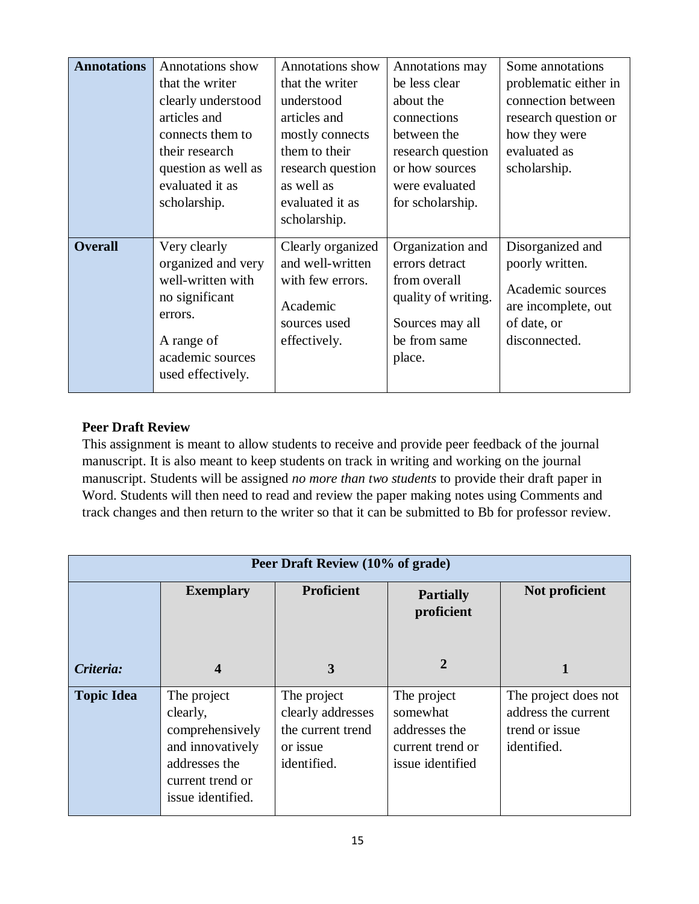| | | | | |
|---|---|---|---|---|
| **Annotations** | Annotations show that the writer clearly understood articles and connects them to their research question as well as evaluated it as scholarship. | Annotations show that the writer understood articles and mostly connects them to their research question as well as evaluated it as scholarship. | Annotations may be less clear about the connections between the research question or how sources were evaluated for scholarship. | Some annotations problematic either in connection between research question or how they were evaluated as scholarship. |
| **Overall** | Very clearly organized and very well-written with no significant errors. A range of academic sources used effectively. | Clearly organized and well-written with few errors. Academic sources used effectively. | Organization and errors detract from overall quality of writing. Sources may all be from same place. | Disorganized and poorly written. Academic sources are incomplete, out of date, or disconnected. |

**Peer Draft Review**

This assignment is meant to allow students to receive and provide peer feedback of the journal manuscript. It is also meant to keep students on track in writing and working on the journal manuscript. Students will be assigned *no more than two students* to provide their draft paper in Word. Students will then need to read and review the paper making notes using Comments and track changes and then return to the writer so that it can be submitted to Bb for professor review.

| **Peer Draft Review (10% of grade)** | | | | |
|---|---|---|---|---|
| | **Exemplary** | **Proficient** | **Partially proficient** | **Not proficient** |
| ***Criteria:*** | **4** | **3** | **2** | **1** |
| **Topic Idea** | The project clearly, comprehensively and innovatively addresses the current trend or issue identified. | The project clearly addresses the current trend or issue identified. | The project somewhat addresses the current trend or issue identified | The project does not address the current trend or issue identified. |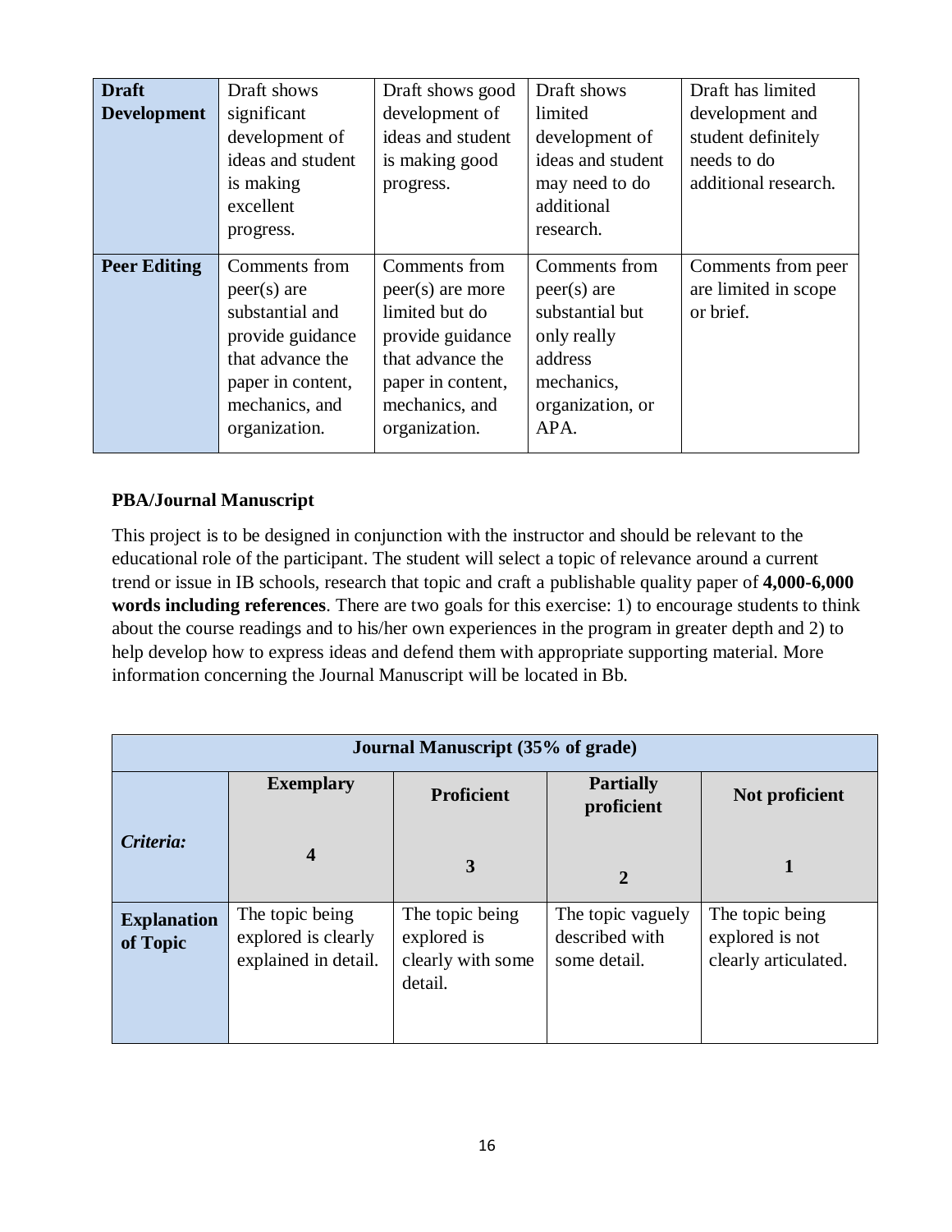| **Draft Development** | Draft shows significant development of ideas and student is making excellent progress. | Draft shows good development of ideas and student is making good progress. | Draft shows limited development of ideas and student may need to do additional research. | Draft has limited development and student definitely needs to do additional research. |
|---|---|---|---|---|
| **Peer Editing** | Comments from peer(s) are substantial and provide guidance that advance the paper in content, mechanics, and organization. | Comments from peer(s) are more limited but do provide guidance that advance the paper in content, mechanics, and organization. | Comments from peer(s) are substantial but only really address mechanics, organization, or APA. | Comments from peer are limited in scope or brief. |

**PBA/Journal Manuscript**

This project is to be designed in conjunction with the instructor and should be relevant to the educational role of the participant. The student will select a topic of relevance around a current trend or issue in IB schools, research that topic and craft a publishable quality paper of **4,000-6,000 words including references**. There are two goals for this exercise: 1) to encourage students to think about the course readings and to his/her own experiences in the program in greater depth and 2) to help develop how to express ideas and defend them with appropriate supporting material. More information concerning the Journal Manuscript will be located in Bb.

| **Journal Manuscript (35% of grade)** | | | | |
|---|---|---|---|---|
| ***Criteria:*** | **Exemplary**<br><br>**4** | **Proficient**<br><br>**3** | **Partially proficient**<br><br>**2** | **Not proficient**<br><br>**1** |
| **Explanation of Topic** | The topic being explored is clearly explained in detail. | The topic being explored is clearly with some detail. | The topic vaguely described with some detail. | The topic being explored is not clearly articulated. |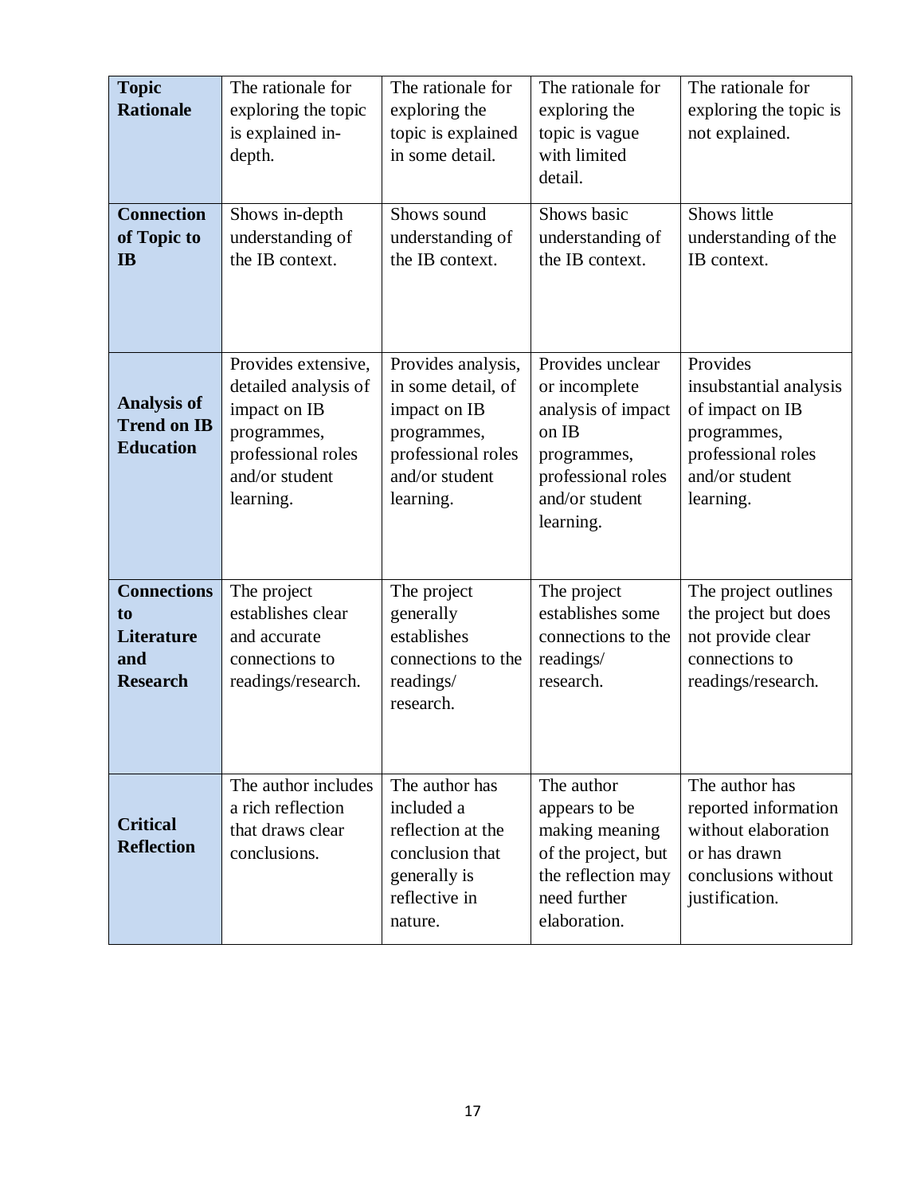| **Topic Rationale** | The rationale for exploring the topic is explained in-depth. | The rationale for exploring the topic is explained in some detail. | The rationale for exploring the topic is vague with limited detail. | The rationale for exploring the topic is not explained. |
|---|---|---|---|---|
| **Connection of Topic to IB** | Shows in-depth understanding of the IB context. | Shows sound understanding of the IB context. | Shows basic understanding of the IB context. | Shows little understanding of the IB context. |
| **Analysis of Trend on IB Education** | Provides extensive, detailed analysis of impact on IB programmes, professional roles and/or student learning. | Provides analysis, in some detail, of impact on IB programmes, professional roles and/or student learning. | Provides unclear or incomplete analysis of impact on IB programmes, professional roles and/or student learning. | Provides insubstantial analysis of impact on IB programmes, professional roles and/or student learning. |
| **Connections to Literature and Research** | The project establishes clear and accurate connections to readings/research. | The project generally establishes connections to the readings/ research. | The project establishes some connections to the readings/ research. | The project outlines the project but does not provide clear connections to readings/research. |
| **Critical Reflection** | The author includes a rich reflection that draws clear conclusions. | The author has included a reflection at the conclusion that generally is reflective in nature. | The author appears to be making meaning of the project, but the reflection may need further elaboration. | The author has reported information without elaboration or has drawn conclusions without justification. |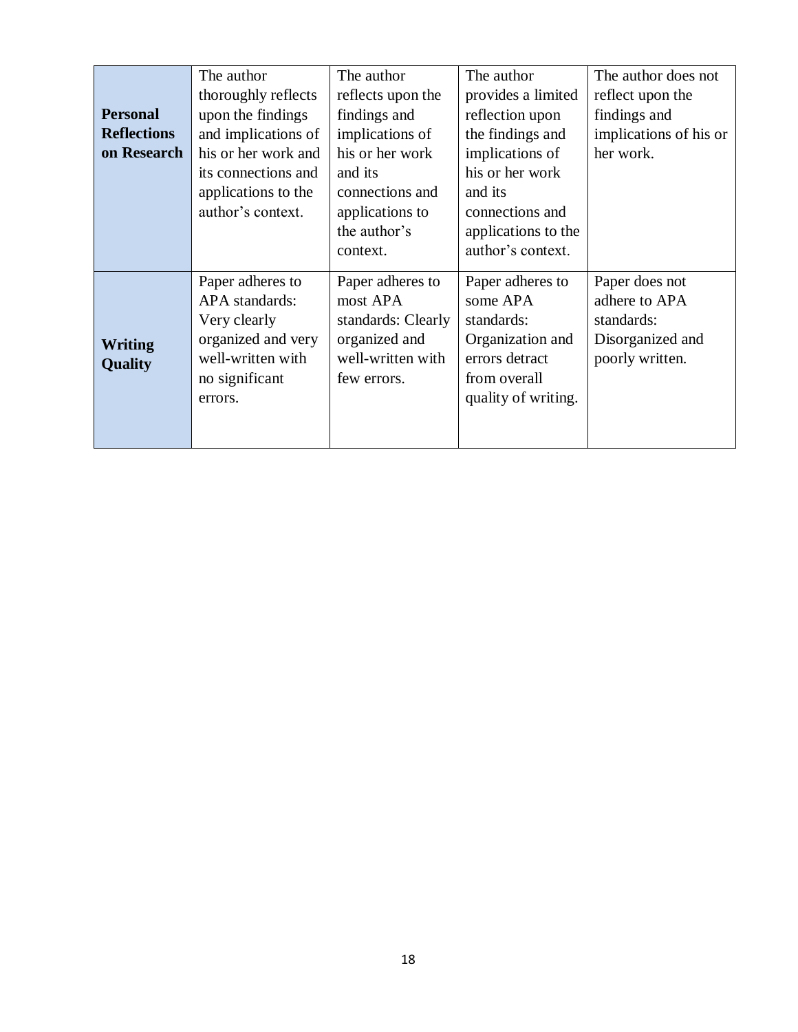| | | | | |
|---|---|---|---|---|
| **Personal Reflections on Research** | The author thoroughly reflects upon the findings and implications of his or her work and its connections and applications to the author's context. | The author reflects upon the findings and implications of his or her work and its connections and applications to the author's context. | The author provides a limited reflection upon the findings and implications of his or her work and its connections and applications to the author's context. | The author does not reflect upon the findings and implications of his or her work. |
| **Writing Quality** | Paper adheres to APA standards: Very clearly organized and very well-written with no significant errors. | Paper adheres to most APA standards: Clearly organized and well-written with few errors. | Paper adheres to some APA standards: Organization and errors detract from overall quality of writing. | Paper does not adhere to APA standards: Disorganized and poorly written. |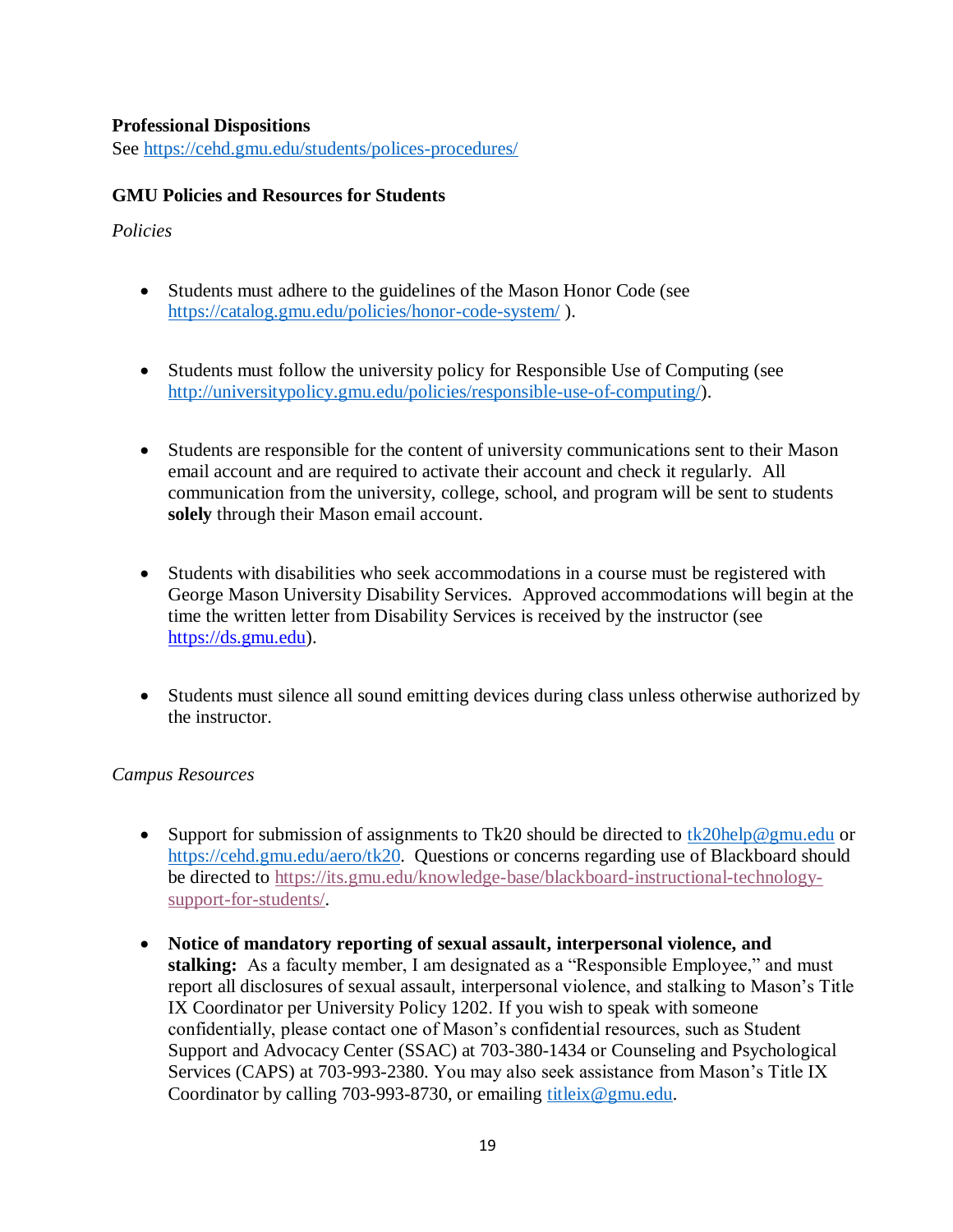**Professional Dispositions**

See https://cehd.gmu.edu/students/polices-procedures/

**GMU Policies and Resources for Students**

*Policies*

- Students must adhere to the guidelines of the Mason Honor Code (see https://catalog.gmu.edu/policies/honor-code-system/ ).

- Students must follow the university policy for Responsible Use of Computing (see http://universitypolicy.gmu.edu/policies/responsible-use-of-computing/).

- Students are responsible for the content of university communications sent to their Mason email account and are required to activate their account and check it regularly. All communication from the university, college, school, and program will be sent to students **solely** through their Mason email account.

- Students with disabilities who seek accommodations in a course must be registered with George Mason University Disability Services. Approved accommodations will begin at the time the written letter from Disability Services is received by the instructor (see https://ds.gmu.edu).

- Students must silence all sound emitting devices during class unless otherwise authorized by the instructor.

*Campus Resources*

- Support for submission of assignments to Tk20 should be directed to tk20help@gmu.edu or https://cehd.gmu.edu/aero/tk20. Questions or concerns regarding use of Blackboard should be directed to https://its.gmu.edu/knowledge-base/blackboard-instructional-technology-support-for-students/.

- **Notice of mandatory reporting of sexual assault, interpersonal violence, and stalking:** As a faculty member, I am designated as a "Responsible Employee," and must report all disclosures of sexual assault, interpersonal violence, and stalking to Mason's Title IX Coordinator per University Policy 1202. If you wish to speak with someone confidentially, please contact one of Mason's confidential resources, such as Student Support and Advocacy Center (SSAC) at 703-380-1434 or Counseling and Psychological Services (CAPS) at 703-993-2380. You may also seek assistance from Mason's Title IX Coordinator by calling 703-993-8730, or emailing titleix@gmu.edu.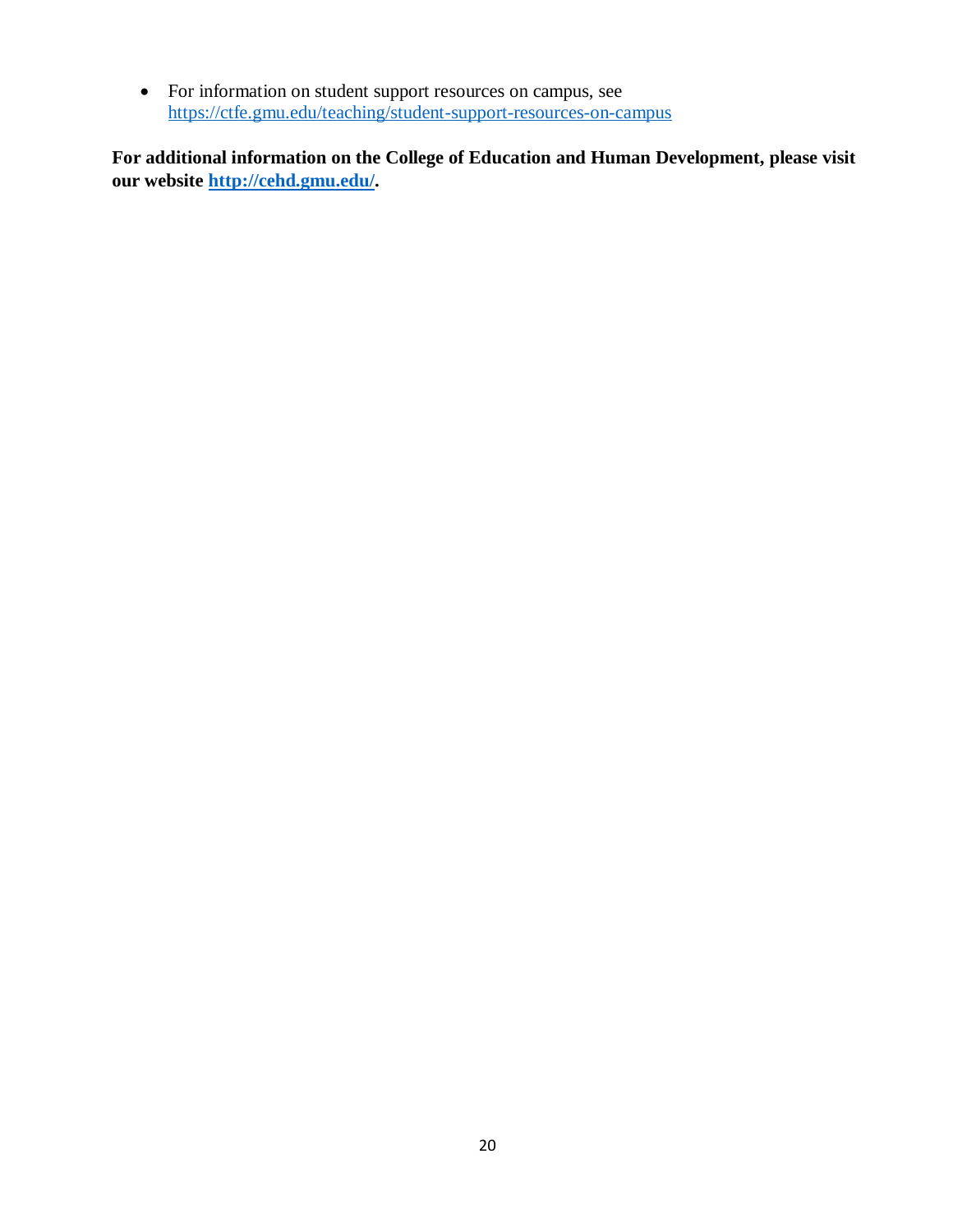- For information on student support resources on campus, see https://ctfe.gmu.edu/teaching/student-support-resources-on-campus

**For additional information on the College of Education and Human Development, please visit our website http://cehd.gmu.edu/.**